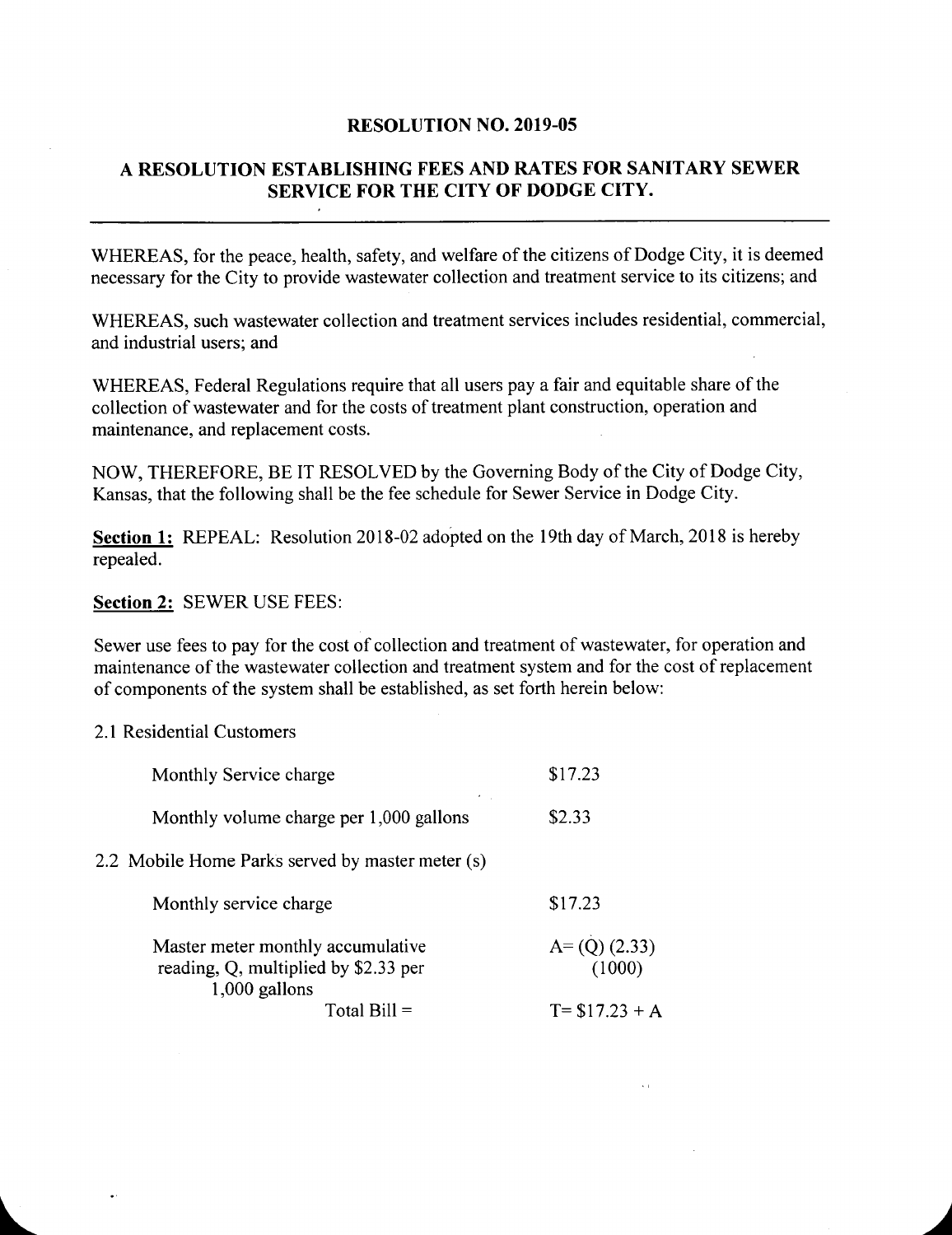# RESOLUTION NO. 2019-05

## A RESOLUTION ESTABLISHING FEES AND RATES FOR SANITARY SEWER SERVICE FOR THE CITY OF DODGE CITY.

---

WHEREAS, for the peace, health, safety, and welfare of the citizens of Dodge City, it is deemed necessary for the City to provide wastewater collection and treatment service to its citizens; and

WHEREAS, such wastewater collection and treatment services includes residential, commercial, and industrial users; and

WHEREAS, Federal Regulations require that all users pay a fair and equitable share of the collection of wastewater and for the costs of treatment plant construction, operation and maintenance, and replacement costs.

NOW, THEREFORE, BE IT RESOLVED by the Governing Body of the City of Dodge City, Kansas, that the following shall be the fee schedule for Sewer Service in Dodge City.

**Section 1:** REPEAL: Resolution 2018-02 adopted on the 19th day of March, 2018 is hereby repealed.

**Section 2:** SEWER USE FEES:

Sewer use fees to pay for the cost of collection and treatment of wastewater, for operation and maintenance of the wastewater collection and treatment system and for the cost of replacement of components of the system shall be established, as set forth herein below:

2.1 Residential Customers

| | |
|---|---|
| Monthly Service charge | \$17.23 |
| Monthly volume charge per 1,000 gallons | \$2.33 |

2.2 Mobile Home Parks served by master meter (s)

| | |
|---|---|
| Monthly service charge | \$17.23 |
| Master meter monthly accumulative reading, Q, multiplied by \$2.33 per 1,000 gallons | $A = \frac{(Q)(2.33)}{(1000)}$ |
| Total Bill = | $T = \$17.23 + A$ |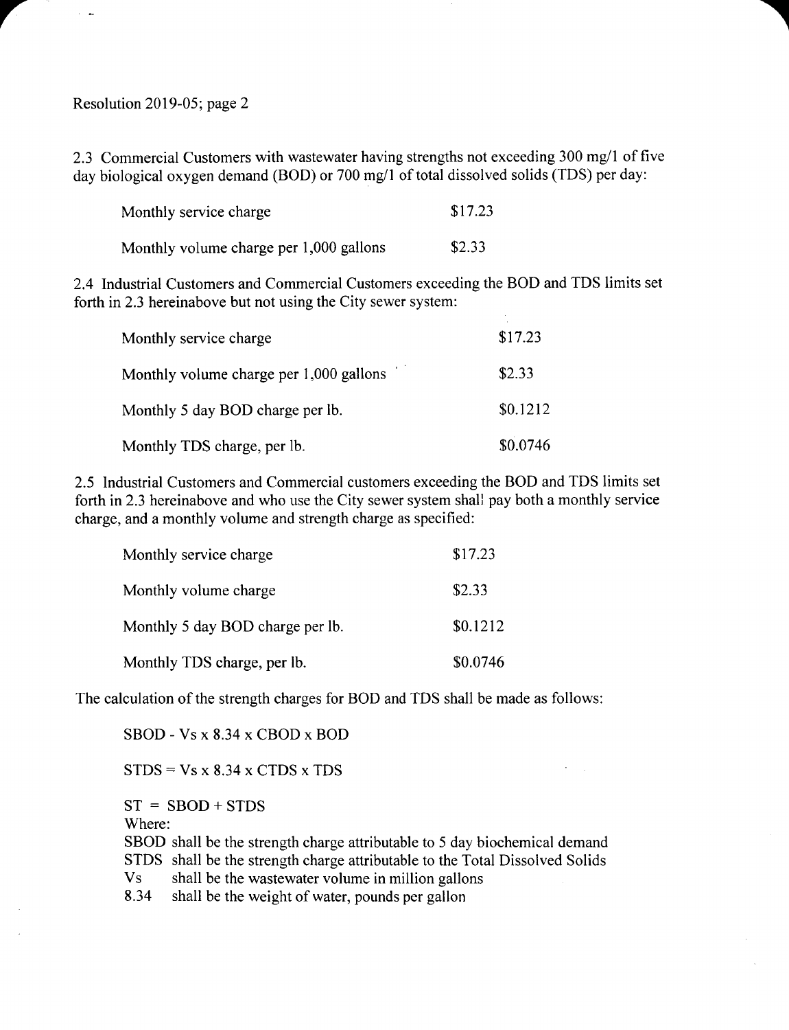Resolution 2019-05; page 2

2.3 Commercial Customers with wastewater having strengths not exceeding 300 mg/l of five day biological oxygen demand (BOD) or 700 mg/l of total dissolved solids (TDS) per day:

| | |
|---|---|
| Monthly service charge | \$17.23 |
| Monthly volume charge per 1,000 gallons | \$2.33 |

2.4 Industrial Customers and Commercial Customers exceeding the BOD and TDS limits set forth in 2.3 hereinabove but not using the City sewer system:

| | |
|---|---|
| Monthly service charge | \$17.23 |
| Monthly volume charge per 1,000 gallons | \$2.33 |
| Monthly 5 day BOD charge per lb. | \$0.1212 |
| Monthly TDS charge, per lb. | \$0.0746 |

2.5 Industrial Customers and Commercial customers exceeding the BOD and TDS limits set forth in 2.3 hereinabove and who use the City sewer system shall pay both a monthly service charge, and a monthly volume and strength charge as specified:

| | |
|---|---|
| Monthly service charge | \$17.23 |
| Monthly volume charge | \$2.33 |
| Monthly 5 day BOD charge per lb. | \$0.1212 |
| Monthly TDS charge, per lb. | \$0.0746 |

The calculation of the strength charges for BOD and TDS shall be made as follows:

SBOD - Vs x 8.34 x CBOD x BOD

STDS = Vs x 8.34 x CTDS x TDS

ST = SBOD + STDS

Where:

SBOD shall be the strength charge attributable to 5 day biochemical demand

STDS shall be the strength charge attributable to the Total Dissolved Solids

Vs shall be the wastewater volume in million gallons

8.34 shall be the weight of water, pounds per gallon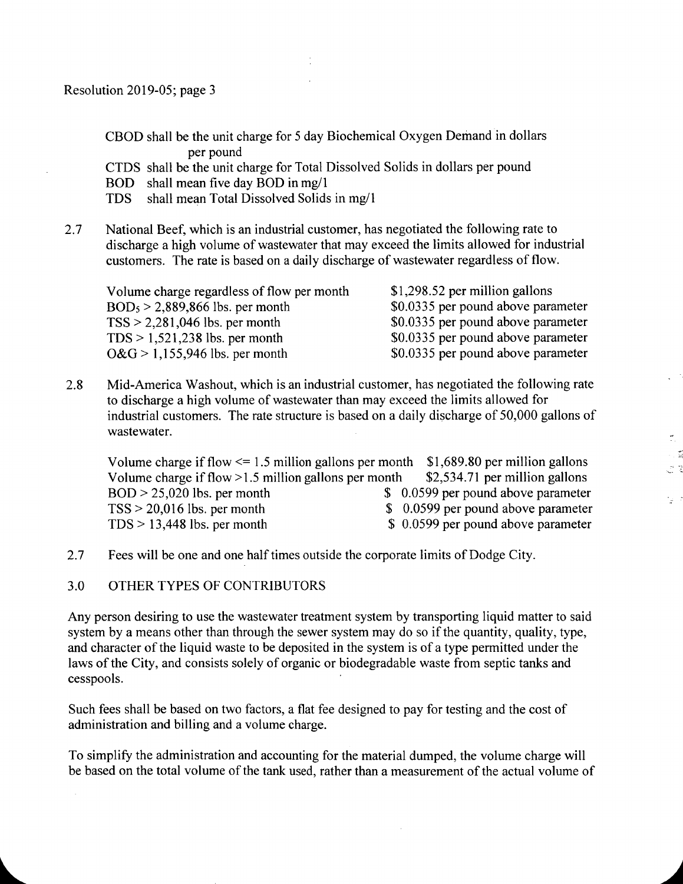CBOD shall be the unit charge for 5 day Biochemical Oxygen Demand in dollars per pound
CTDS shall be the unit charge for Total Dissolved Solids in dollars per pound
BOD shall mean five day BOD in mg/l
TDS shall mean Total Dissolved Solids in mg/l

2.7 National Beef, which is an industrial customer, has negotiated the following rate to discharge a high volume of wastewater that may exceed the limits allowed for industrial customers. The rate is based on a daily discharge of wastewater regardless of flow.

| | |
|---|---|
| Volume charge regardless of flow per month | $1,298.52 per million gallons |
| $BOD_5$ > 2,889,866 lbs. per month | $0.0335 per pound above parameter |
| TSS > 2,281,046 lbs. per month | $0.0335 per pound above parameter |
| TDS > 1,521,238 lbs. per month | $0.0335 per pound above parameter |
| O&G > 1,155,946 lbs. per month | $0.0335 per pound above parameter |

2.8 Mid-America Washout, which is an industrial customer, has negotiated the following rate to discharge a high volume of wastewater than may exceed the limits allowed for industrial customers. The rate structure is based on a daily discharge of 50,000 gallons of wastewater.

| | |
|---|---|
| Volume charge if flow <= 1.5 million gallons per month | $1,689.80 per million gallons |
| Volume charge if flow >1.5 million gallons per month | $2,534.71 per million gallons |
| BOD > 25,020 lbs. per month | $ 0.0599 per pound above parameter |
| TSS > 20,016 lbs. per month | $ 0.0599 per pound above parameter |
| TDS > 13,448 lbs. per month | $ 0.0599 per pound above parameter |

2.7 Fees will be one and one half times outside the corporate limits of Dodge City.

## 3.0 OTHER TYPES OF CONTRIBUTORS

Any person desiring to use the wastewater treatment system by transporting liquid matter to said system by a means other than through the sewer system may do so if the quantity, quality, type, and character of the liquid waste to be deposited in the system is of a type permitted under the laws of the City, and consists solely of organic or biodegradable waste from septic tanks and cesspools.

Such fees shall be based on two factors, a flat fee designed to pay for testing and the cost of administration and billing and a volume charge.

To simplify the administration and accounting for the material dumped, the volume charge will be based on the total volume of the tank used, rather than a measurement of the actual volume of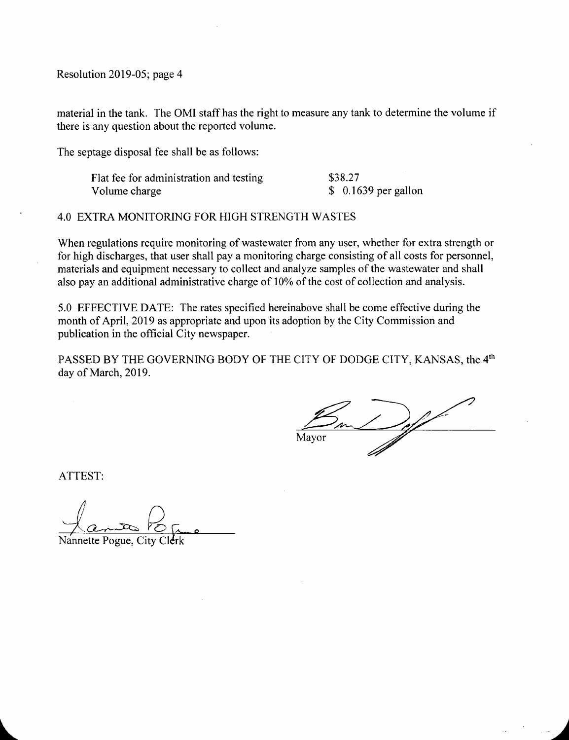material in the tank. The OMI staff has the right to measure any tank to determine the volume if there is any question about the reported volume.

The septage disposal fee shall be as follows:

| | |
|---|---|
| Flat fee for administration and testing | $38.27 |
| Volume charge | $ 0.1639 per gallon |

4.0 EXTRA MONITORING FOR HIGH STRENGTH WASTES

When regulations require monitoring of wastewater from any user, whether for extra strength or for high discharges, that user shall pay a monitoring charge consisting of all costs for personnel, materials and equipment necessary to collect and analyze samples of the wastewater and shall also pay an additional administrative charge of 10% of the cost of collection and analysis.

5.0 EFFECTIVE DATE: The rates specified hereinabove shall be come effective during the month of April, 2019 as appropriate and upon its adoption by the City Commission and publication in the official City newspaper.

PASSED BY THE GOVERNING BODY OF THE CITY OF DODGE CITY, KANSAS, the 4th day of March, 2019.

Mayor

ATTEST:

Nannette Pogue, City Clerk